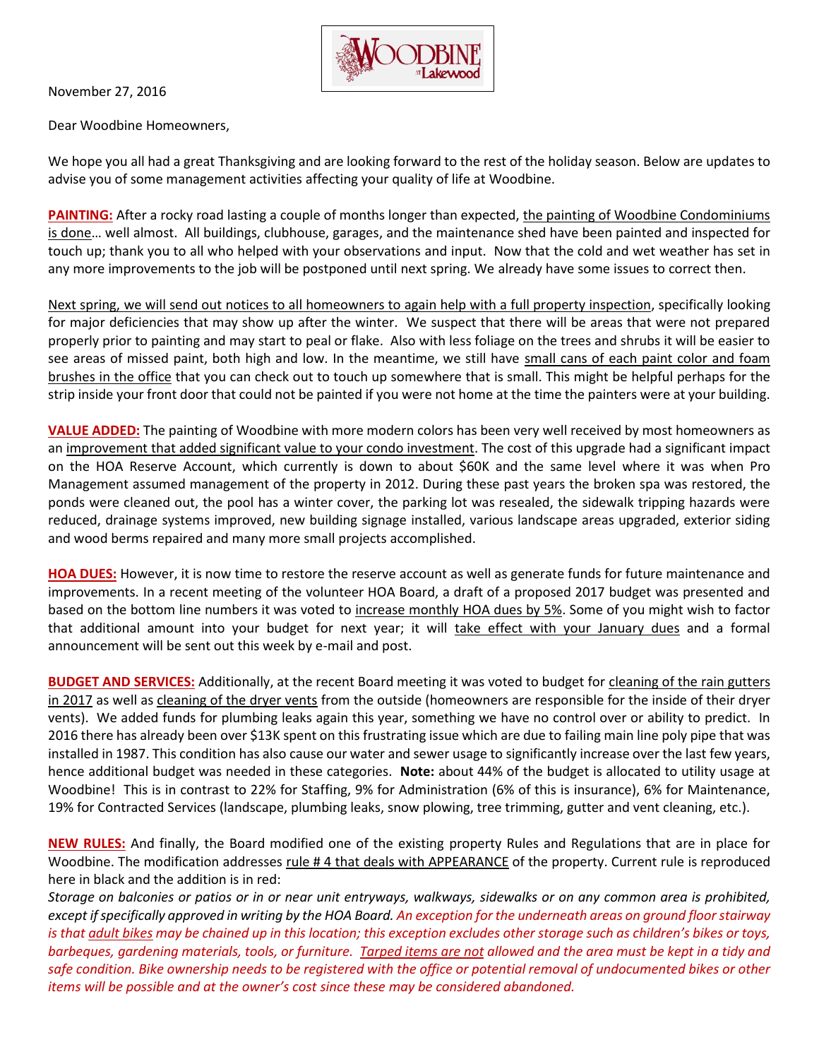November 27, 2016

Dear Woodbine Homeowners,

We hope you all had a great Thanksgiving and are looking forward to the rest of the holiday season. Below are updates to advise you of some management activities affecting your quality of life at Woodbine.

**PAINTING:** After a rocky road lasting a couple of months longer than expected, the painting of Woodbine Condominiums is done… well almost. All buildings, clubhouse, garages, and the maintenance shed have been painted and inspected for touch up; thank you to all who helped with your observations and input. Now that the cold and wet weather has set in any more improvements to the job will be postponed until next spring. We already have some issues to correct then.

Next spring, we will send out notices to all homeowners to again help with a full property inspection, specifically looking for major deficiencies that may show up after the winter. We suspect that there will be areas that were not prepared properly prior to painting and may start to peal or flake. Also with less foliage on the trees and shrubs it will be easier to see areas of missed paint, both high and low. In the meantime, we still have small cans of each paint color and foam brushes in the office that you can check out to touch up somewhere that is small. This might be helpful perhaps for the strip inside your front door that could not be painted if you were not home at the time the painters were at your building.

**VALUE ADDED:** The painting of Woodbine with more modern colors has been very well received by most homeowners as an improvement that added significant value to your condo investment. The cost of this upgrade had a significant impact on the HOA Reserve Account, which currently is down to about $60K and the same level where it was when Pro Management assumed management of the property in 2012. During these past years the broken spa was restored, the ponds were cleaned out, the pool has a winter cover, the parking lot was resealed, the sidewalk tripping hazards were reduced, drainage systems improved, new building signage installed, various landscape areas upgraded, exterior siding and wood berms repaired and many more small projects accomplished.

**HOA DUES:** However, it is now time to restore the reserve account as well as generate funds for future maintenance and improvements. In a recent meeting of the volunteer HOA Board, a draft of a proposed 2017 budget was presented and based on the bottom line numbers it was voted to increase monthly HOA dues by 5%. Some of you might wish to factor that additional amount into your budget for next year; it will take effect with your January dues and a formal announcement will be sent out this week by e-mail and post.

**BUDGET AND SERVICES:** Additionally, at the recent Board meeting it was voted to budget for cleaning of the rain gutters in 2017 as well as cleaning of the dryer vents from the outside (homeowners are responsible for the inside of their dryer vents). We added funds for plumbing leaks again this year, something we have no control over or ability to predict. In 2016 there has already been over $13K spent on this frustrating issue which are due to failing main line poly pipe that was installed in 1987. This condition has also cause our water and sewer usage to significantly increase over the last few years, hence additional budget was needed in these categories. **Note:** about 44% of the budget is allocated to utility usage at Woodbine! This is in contrast to 22% for Staffing, 9% for Administration (6% of this is insurance), 6% for Maintenance, 19% for Contracted Services (landscape, plumbing leaks, snow plowing, tree trimming, gutter and vent cleaning, etc.).

**NEW RULES:** And finally, the Board modified one of the existing property Rules and Regulations that are in place for Woodbine. The modification addresses rule # 4 that deals with APPEARANCE of the property. Current rule is reproduced here in black and the addition is in red:

*Storage on balconies or patios or in or near unit entryways, walkways, sidewalks or on any common area is prohibited, except if specifically approved in writing by the HOA Board. An exception for the underneath areas on ground floor stairway is that adult bikes may be chained up in this location; this exception excludes other storage such as children's bikes or toys, barbeques, gardening materials, tools, or furniture. Tarped items are not allowed and the area must be kept in a tidy and safe condition. Bike ownership needs to be registered with the office or potential removal of undocumented bikes or other items will be possible and at the owner's cost since these may be considered abandoned.*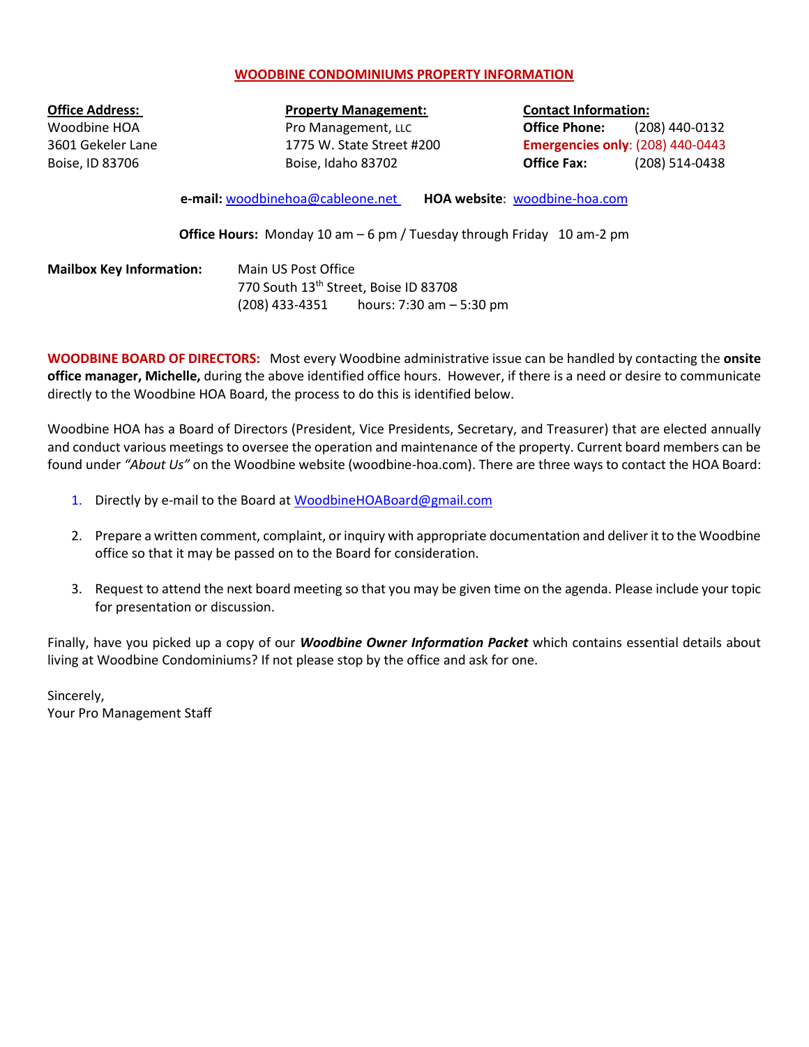## WOODBINE CONDOMINIUMS PROPERTY INFORMATION

| **Office Address:** | **Property Management:** | **Contact Information:** |
|---|---|---|
| Woodbine HOA | Pro Management, LLC | **Office Phone:** (208) 440-0132 |
| 3601 Gekeler Lane | 1775 W. State Street #200 | **Emergencies only**: (208) 440-0443 |
| Boise, ID 83706 | Boise, Idaho 83702 | **Office Fax:** (208) 514-0438 |

**e-mail:** woodbinehoa@cableone.net **HOA website**: woodbine-hoa.com

**Office Hours:** Monday 10 am – 6 pm / Tuesday through Friday 10 am-2 pm

**Mailbox Key Information:** Main US Post Office
770 South 13th Street, Boise ID 83708
(208) 433-4351 hours: 7:30 am – 5:30 pm

**WOODBINE BOARD OF DIRECTORS:** Most every Woodbine administrative issue can be handled by contacting the **onsite office manager, Michelle,** during the above identified office hours. However, if there is a need or desire to communicate directly to the Woodbine HOA Board, the process to do this is identified below.

Woodbine HOA has a Board of Directors (President, Vice Presidents, Secretary, and Treasurer) that are elected annually and conduct various meetings to oversee the operation and maintenance of the property. Current board members can be found under *"About Us"* on the Woodbine website (woodbine-hoa.com). There are three ways to contact the HOA Board:

1. Directly by e-mail to the Board at WoodbineHOABoard@gmail.com
2. Prepare a written comment, complaint, or inquiry with appropriate documentation and deliver it to the Woodbine office so that it may be passed on to the Board for consideration.
3. Request to attend the next board meeting so that you may be given time on the agenda. Please include your topic for presentation or discussion.

Finally, have you picked up a copy of our ***Woodbine Owner Information Packet*** which contains essential details about living at Woodbine Condominiums? If not please stop by the office and ask for one.

Sincerely,
Your Pro Management Staff